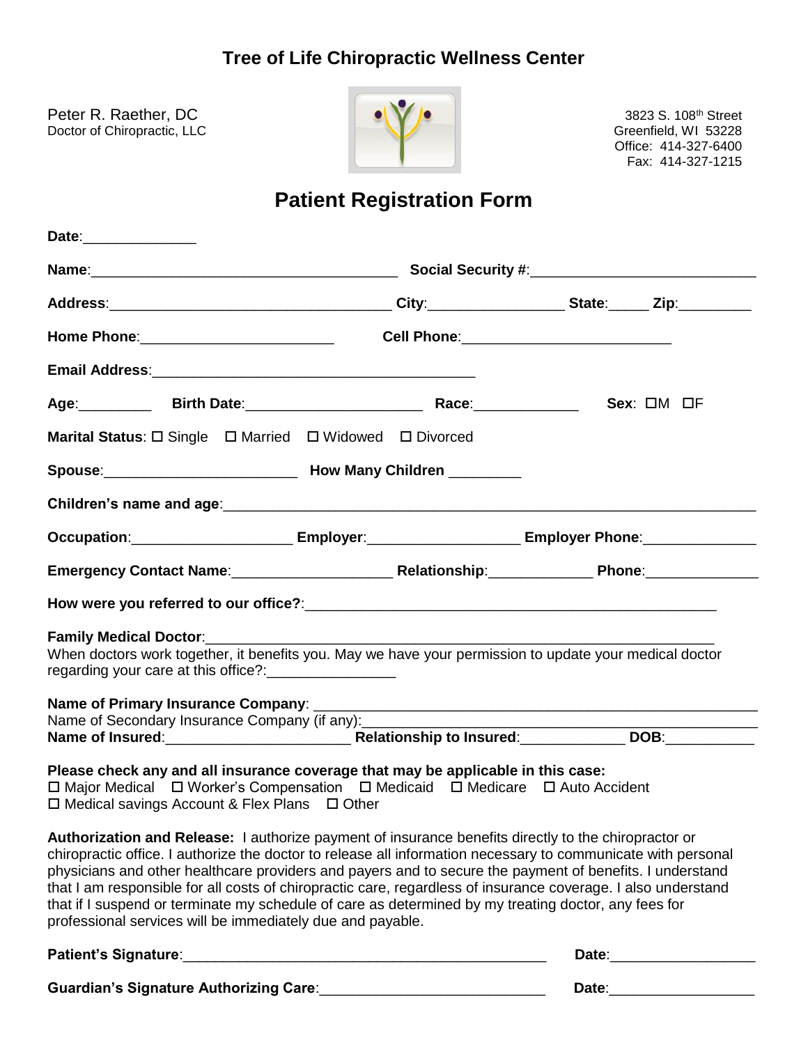# Tree of Life Chiropractic Wellness Center

Peter R. Raether, DC
Doctor of Chiropractic, LLC

3823 S. 108th Street
Greenfield, WI 53228
Office: 414-327-6400
Fax: 414-327-1215

## Patient Registration Form

**Date**:______________

**Name**:_______________________________________ **Social Security #**:____________________________

**Address**:___________________________________ **City**:_________________ **State**:_____ **Zip**:_________

**Home Phone**:________________________ **Cell Phone**:__________________________

**Email Address**:________________________________________

**Age**:_________ **Birth Date**:______________________ **Race**:_____________ **Sex**: ☐M ☐F

**Marital Status**: ☐ Single ☐ Married ☐ Widowed ☐ Divorced

**Spouse**:________________________ **How Many Children** _________

**Children's name and age**:_____________________________________________________________________

**Occupation**:___________________ **Employer**:__________________ **Employer Phone**:______________

**Emergency Contact Name**:___________________ **Relationship**:_____________ **Phone**:______________

**How were you referred to our office?**:____________________________________________________

**Family Medical Doctor**:_______________________________________________________________
When doctors work together, it benefits you. May we have your permission to update your medical doctor regarding your care at this office?:________________

**Name of Primary Insurance Company**: ______________________________________________________
Name of Secondary Insurance Company (if any):_______________________________________________
**Name of Insured**:_______________________ **Relationship to Insured**:_____________ **DOB**:___________

**Please check any and all insurance coverage that may be applicable in this case:**
☐ Major Medical ☐ Worker's Compensation ☐ Medicaid ☐ Medicare ☐ Auto Accident
☐ Medical savings Account & Flex Plans ☐ Other

**Authorization and Release:** I authorize payment of insurance benefits directly to the chiropractor or chiropractic office. I authorize the doctor to release all information necessary to communicate with personal physicians and other healthcare providers and payers and to secure the payment of benefits. I understand that I am responsible for all costs of chiropractic care, regardless of insurance coverage. I also understand that if I suspend or terminate my schedule of care as determined by my treating doctor, any fees for professional services will be immediately due and payable.

**Patient's Signature**:______________________________________________ **Date**:__________________

**Guardian's Signature Authorizing Care**:____________________________ **Date**:__________________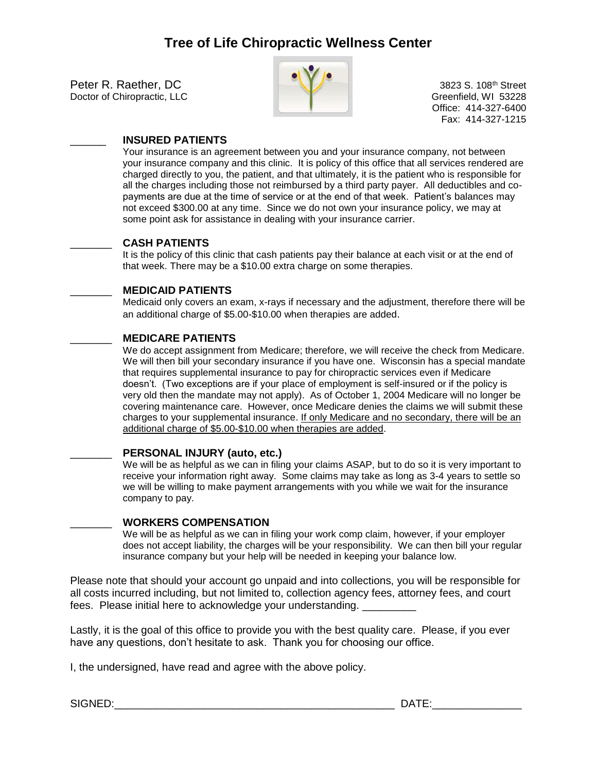# Tree of Life Chiropractic Wellness Center

Peter R. Raether, DC
Doctor of Chiropractic, LLC

3823 S. 108th Street
Greenfield, WI 53228
Office: 414-327-6400
Fax: 414-327-1215

______ **INSURED PATIENTS**

Your insurance is an agreement between you and your insurance company, not between your insurance company and this clinic. It is policy of this office that all services rendered are charged directly to you, the patient, and that ultimately, it is the patient who is responsible for all the charges including those not reimbursed by a third party payer. All deductibles and co-payments are due at the time of service or at the end of that week. Patient's balances may not exceed $300.00 at any time. Since we do not own your insurance policy, we may at some point ask for assistance in dealing with your insurance carrier.

_______ **CASH PATIENTS**

It is the policy of this clinic that cash patients pay their balance at each visit or at the end of that week. There may be a $10.00 extra charge on some therapies.

_______ **MEDICAID PATIENTS**

Medicaid only covers an exam, x-rays if necessary and the adjustment, therefore there will be an additional charge of $5.00-$10.00 when therapies are added.

_______ **MEDICARE PATIENTS**

We do accept assignment from Medicare; therefore, we will receive the check from Medicare. We will then bill your secondary insurance if you have one. Wisconsin has a special mandate that requires supplemental insurance to pay for chiropractic services even if Medicare doesn't. (Two exceptions are if your place of employment is self-insured or if the policy is very old then the mandate may not apply). As of October 1, 2004 Medicare will no longer be covering maintenance care. However, once Medicare denies the claims we will submit these charges to your supplemental insurance. <u>If only Medicare and no secondary, there will be an additional charge of $5.00-$10.00 when therapies are added</u>.

_______ **PERSONAL INJURY (auto, etc.)**

We will be as helpful as we can in filing your claims ASAP, but to do so it is very important to receive your information right away. Some claims may take as long as 3-4 years to settle so we will be willing to make payment arrangements with you while we wait for the insurance company to pay.

_______ **WORKERS COMPENSATION**

We will be as helpful as we can in filing your work comp claim, however, if your employer does not accept liability, the charges will be your responsibility. We can then bill your regular insurance company but your help will be needed in keeping your balance low.

Please note that should your account go unpaid and into collections, you will be responsible for all costs incurred including, but not limited to, collection agency fees, attorney fees, and court fees. Please initial here to acknowledge your understanding. _________

Lastly, it is the goal of this office to provide you with the best quality care. Please, if you ever have any questions, don't hesitate to ask. Thank you for choosing our office.

I, the undersigned, have read and agree with the above policy.

SIGNED:_______________________________________________ DATE:_______________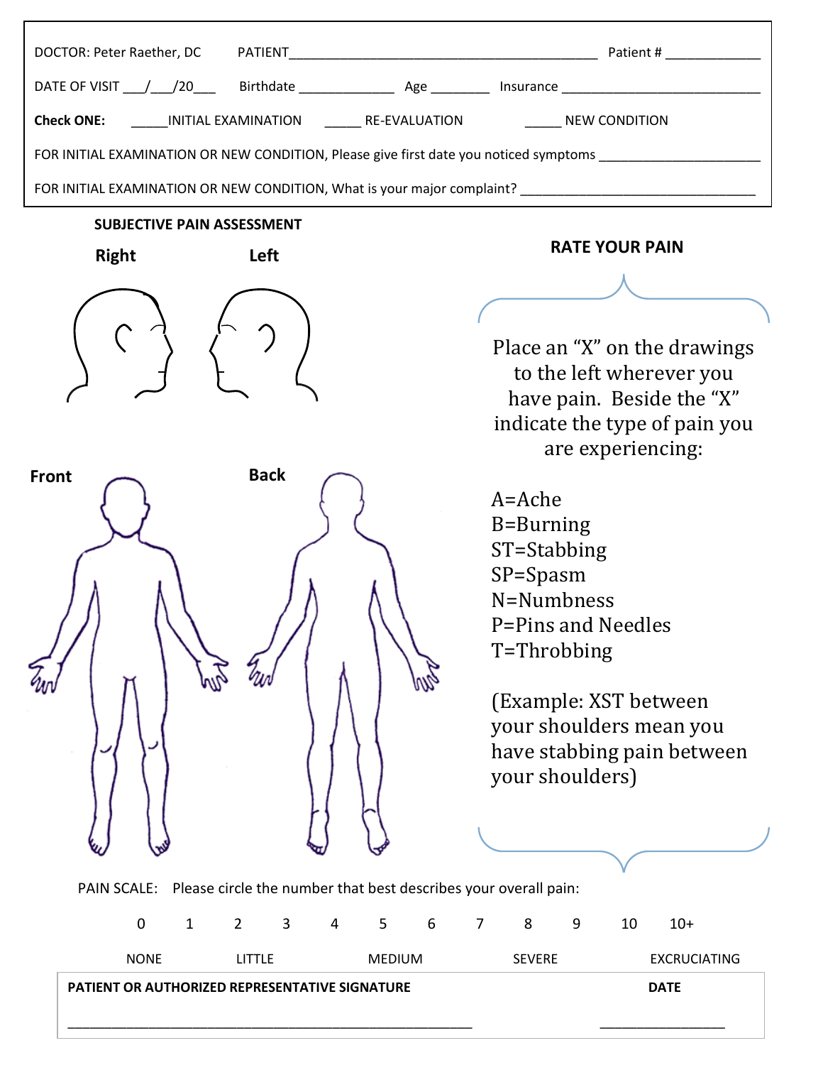DOCTOR: Peter Raether, DC PATIENT_________________________________________ Patient # _____________

DATE OF VISIT ___/___/20___ Birthdate _____________ Age ________ Insurance ___________________________

**Check ONE:** _____INITIAL EXAMINATION _____ RE-EVALUATION _____ NEW CONDITION

FOR INITIAL EXAMINATION OR NEW CONDITION, Please give first date you noticed symptoms ______________________

FOR INITIAL EXAMINATION OR NEW CONDITION, What is your major complaint? _________________________________

**SUBJECTIVE PAIN ASSESSMENT**

**Right** **Left**

**Front** **Back**

**RATE YOUR PAIN**

Place an "X" on the drawings to the left wherever you have pain. Beside the "X" indicate the type of pain you are experiencing:

A=Ache
B=Burning
ST=Stabbing
SP=Spasm
N=Numbness
P=Pins and Needles
T=Throbbing

(Example: XST between your shoulders mean you have stabbing pain between your shoulders)

PAIN SCALE: Please circle the number that best describes your overall pain:

0 1 2 3 4 5 6 7 8 9 10 10+

NONE LITTLE MEDIUM SEVERE EXCRUCIATING

**PATIENT OR AUTHORIZED REPRESENTATIVE SIGNATURE** **DATE**

_______________________________________________________ _________________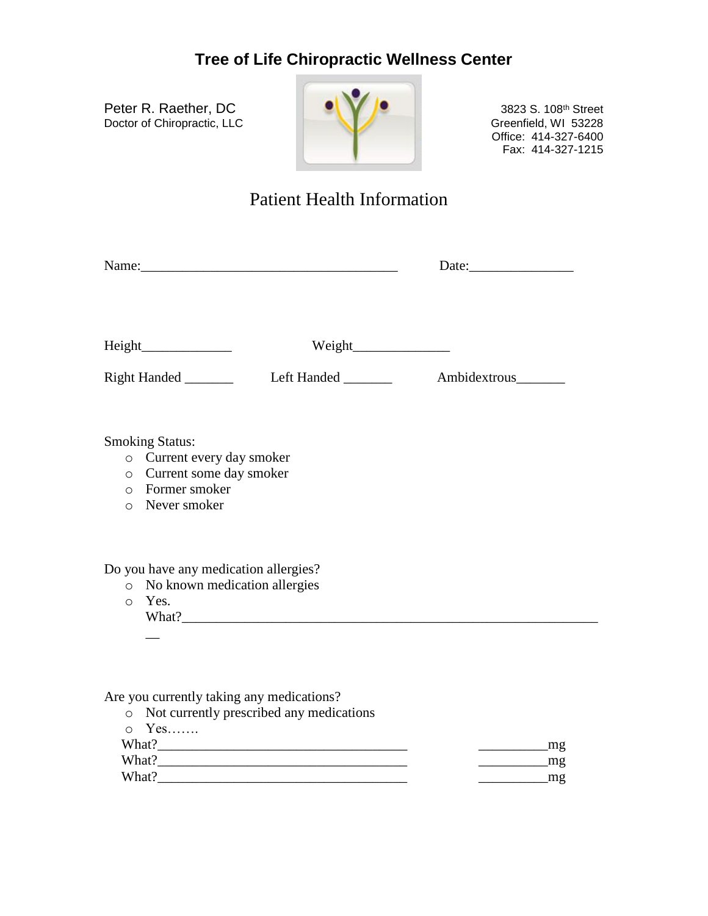# Tree of Life Chiropractic Wellness Center

Peter R. Raether, DC
Doctor of Chiropractic, LLC

3823 S. 108th Street
Greenfield, WI 53228
Office: 414-327-6400
Fax: 414-327-1215

## Patient Health Information

Name:_____________________________________ Date:_______________

Height_____________ Weight______________

Right Handed _______ Left Handed _______ Ambidextrous_______

Smoking Status:

- Current every day smoker
- Current some day smoker
- Former smoker
- Never smoker

Do you have any medication allergies?

- No known medication allergies
- Yes.
  What?_______________________________________________________________

Are you currently taking any medications?

- Not currently prescribed any medications
- Yes…….

What?_____________________________________ __________mg
What?_____________________________________ __________mg
What?_____________________________________ __________mg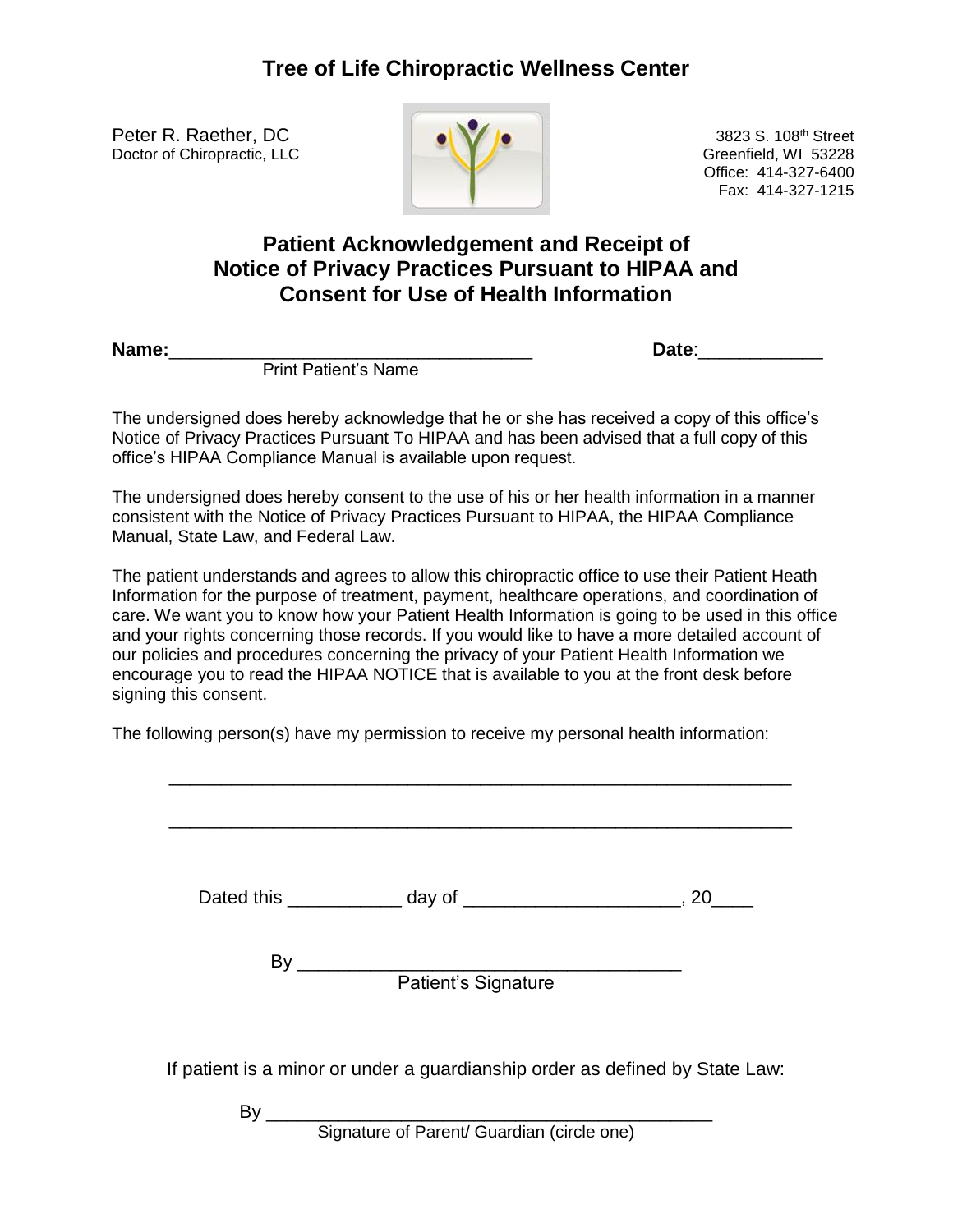# Tree of Life Chiropractic Wellness Center

Peter R. Raether, DC
Doctor of Chiropractic, LLC

3823 S. 108th Street
Greenfield, WI 53228
Office: 414-327-6400
Fax: 414-327-1215

## Patient Acknowledgement and Receipt of Notice of Privacy Practices Pursuant to HIPAA and Consent for Use of Health Information

**Name:**____________________________________ **Date**:____________
Print Patient's Name

The undersigned does hereby acknowledge that he or she has received a copy of this office's Notice of Privacy Practices Pursuant To HIPAA and has been advised that a full copy of this office's HIPAA Compliance Manual is available upon request.

The undersigned does hereby consent to the use of his or her health information in a manner consistent with the Notice of Privacy Practices Pursuant to HIPAA, the HIPAA Compliance Manual, State Law, and Federal Law.

The patient understands and agrees to allow this chiropractic office to use their Patient Heath Information for the purpose of treatment, payment, healthcare operations, and coordination of care. We want you to know how your Patient Health Information is going to be used in this office and your rights concerning those records. If you would like to have a more detailed account of our policies and procedures concerning the privacy of your Patient Health Information we encourage you to read the HIPAA NOTICE that is available to you at the front desk before signing this consent.

The following person(s) have my permission to receive my personal health information:

_______________________________________________________________

_______________________________________________________________

Dated this ___________ day of ____________________, 20____

By ______________________________________
Patient's Signature

If patient is a minor or under a guardianship order as defined by State Law:

By ______________________________________________
Signature of Parent/ Guardian (circle one)